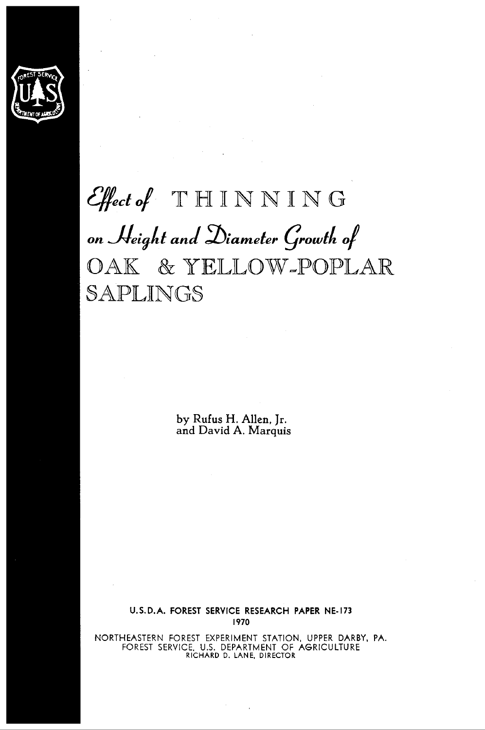# Effect of THINNING on Height and Diameter Growth of OAK & YELLOW-POPLAR SAPLINGS

by Rufus H. Allen, Jr.
and David A. Marquis

U.S.D.A. FOREST SERVICE RESEARCH PAPER NE-173
1970

NORTHEASTERN FOREST EXPERIMENT STATION, UPPER DARBY, PA.
FOREST SERVICE, U.S. DEPARTMENT OF AGRICULTURE
RICHARD D. LANE, DIRECTOR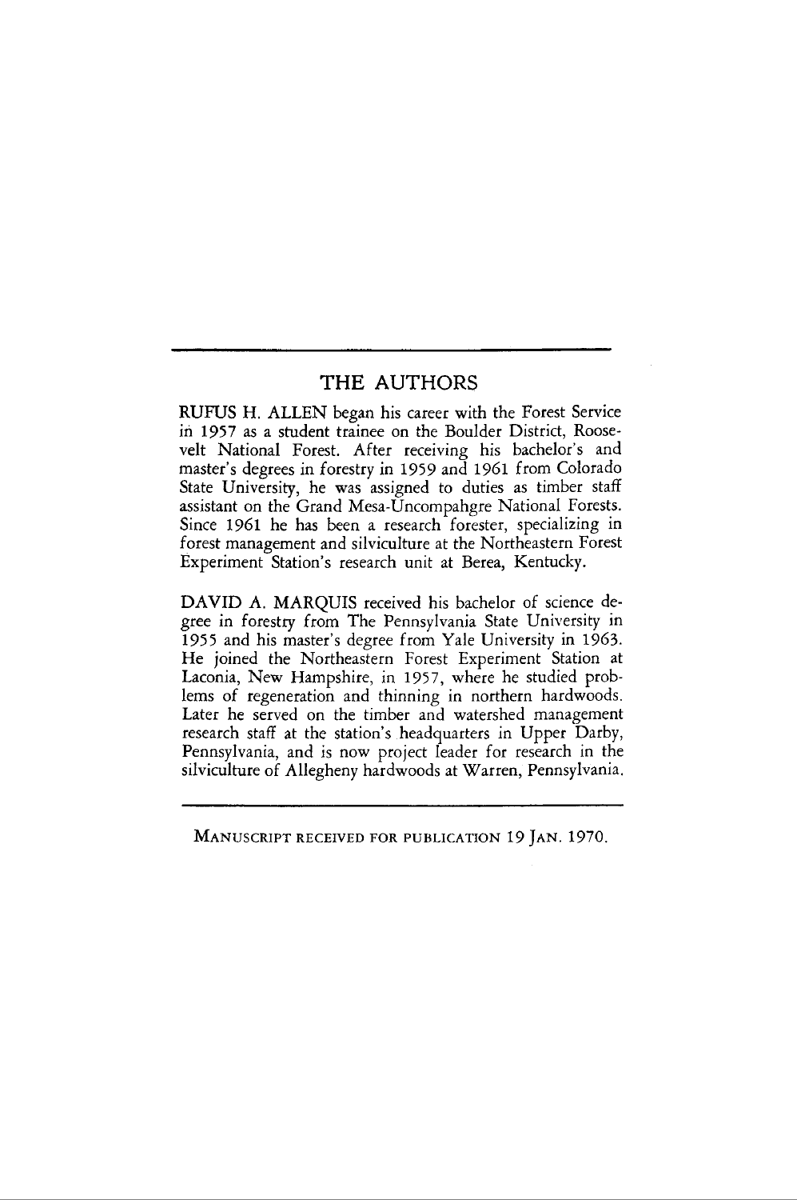## THE AUTHORS

RUFUS H. ALLEN began his career with the Forest Service in 1957 as a student trainee on the Boulder District, Roosevelt National Forest. After receiving his bachelor's and master's degrees in forestry in 1959 and 1961 from Colorado State University, he was assigned to duties as timber staff assistant on the Grand Mesa-Uncompahgre National Forests. Since 1961 he has been a research forester, specializing in forest management and silviculture at the Northeastern Forest Experiment Station's research unit at Berea, Kentucky.

DAVID A. MARQUIS received his bachelor of science degree in forestry from The Pennsylvania State University in 1955 and his master's degree from Yale University in 1963. He joined the Northeastern Forest Experiment Station at Laconia, New Hampshire, in 1957, where he studied problems of regeneration and thinning in northern hardwoods. Later he served on the timber and watershed management research staff at the station's headquarters in Upper Darby, Pennsylvania, and is now project leader for research in the silviculture of Allegheny hardwoods at Warren, Pennsylvania.

---

MANUSCRIPT RECEIVED FOR PUBLICATION 19 JAN. 1970.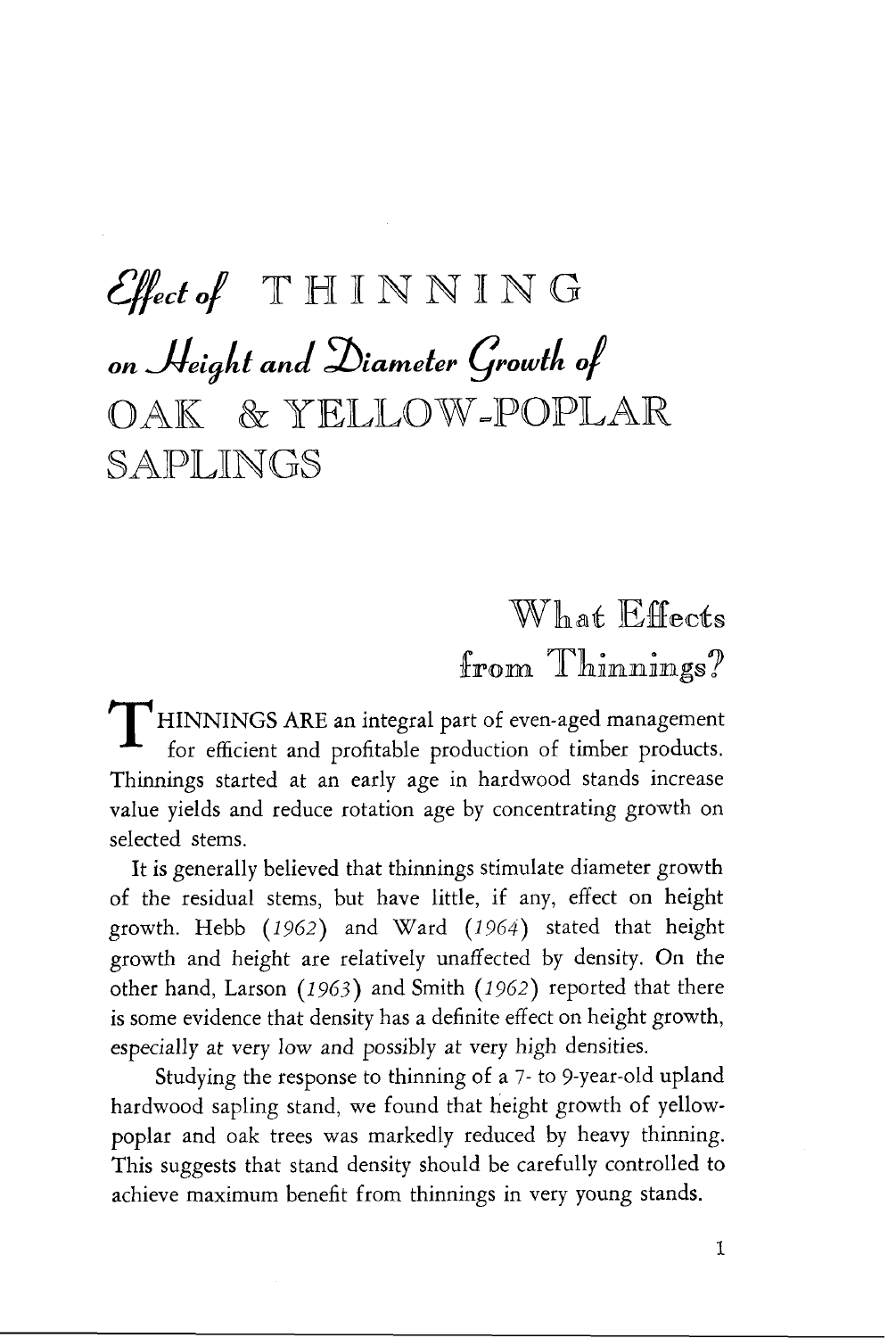# *Effect of* THINNING *on Height and Diameter Growth of* OAK & YELLOW-POPLAR SAPLINGS

## What Effects from Thinnings?

THINNINGS ARE an integral part of even-aged management for efficient and profitable production of timber products. Thinnings started at an early age in hardwood stands increase value yields and reduce rotation age by concentrating growth on selected stems.

It is generally believed that thinnings stimulate diameter growth of the residual stems, but have little, if any, effect on height growth. Hebb (*1962*) and Ward (*1964*) stated that height growth and height are relatively unaffected by density. On the other hand, Larson (*1963*) and Smith (*1962*) reported that there is some evidence that density has a definite effect on height growth, especially at very low and possibly at very high densities.

Studying the response to thinning of a 7- to 9-year-old upland hardwood sapling stand, we found that height growth of yellow-poplar and oak trees was markedly reduced by heavy thinning. This suggests that stand density should be carefully controlled to achieve maximum benefit from thinnings in very young stands.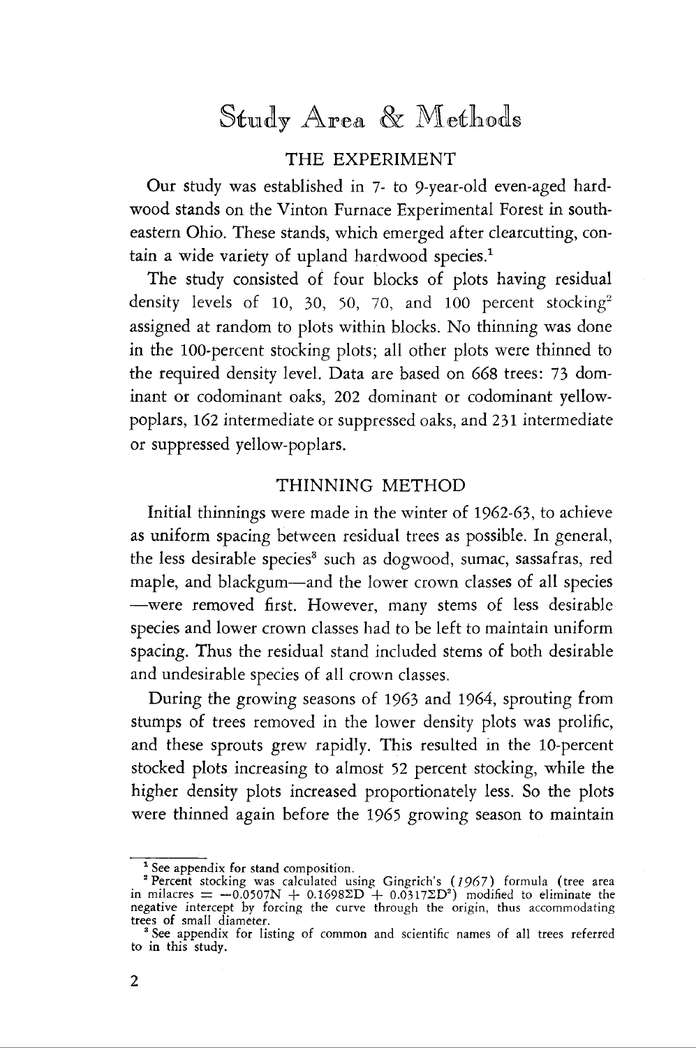# Study Area & Methods

## THE EXPERIMENT

Our study was established in 7- to 9-year-old even-aged hardwood stands on the Vinton Furnace Experimental Forest in southeastern Ohio. These stands, which emerged after clearcutting, contain a wide variety of upland hardwood species.[1]

The study consisted of four blocks of plots having residual density levels of 10, 30, 50, 70, and 100 percent stocking[2] assigned at random to plots within blocks. No thinning was done in the 100-percent stocking plots; all other plots were thinned to the required density level. Data are based on 668 trees: 73 dominant or codominant oaks, 202 dominant or codominant yellow-poplars, 162 intermediate or suppressed oaks, and 231 intermediate or suppressed yellow-poplars.

## THINNING METHOD

Initial thinnings were made in the winter of 1962-63, to achieve as uniform spacing between residual trees as possible. In general, the less desirable species[3] such as dogwood, sumac, sassafras, red maple, and blackgum—and the lower crown classes of all species—were removed first. However, many stems of less desirable species and lower crown classes had to be left to maintain uniform spacing. Thus the residual stand included stems of both desirable and undesirable species of all crown classes.

During the growing seasons of 1963 and 1964, sprouting from stumps of trees removed in the lower density plots was prolific, and these sprouts grew rapidly. This resulted in the 10-percent stocked plots increasing to almost 52 percent stocking, while the higher density plots increased proportionately less. So the plots were thinned again before the 1965 growing season to maintain

---

[1] See appendix for stand composition.

[2] Percent stocking was calculated using Gingrich's (*1967*) formula (tree area in milacres $= -0.0507N + 0.1698\Sigma D + 0.0317\Sigma D^2$) modified to eliminate the negative intercept by forcing the curve through the origin, thus accommodating trees of small diameter.

[3] See appendix for listing of common and scientific names of all trees referred to in this study.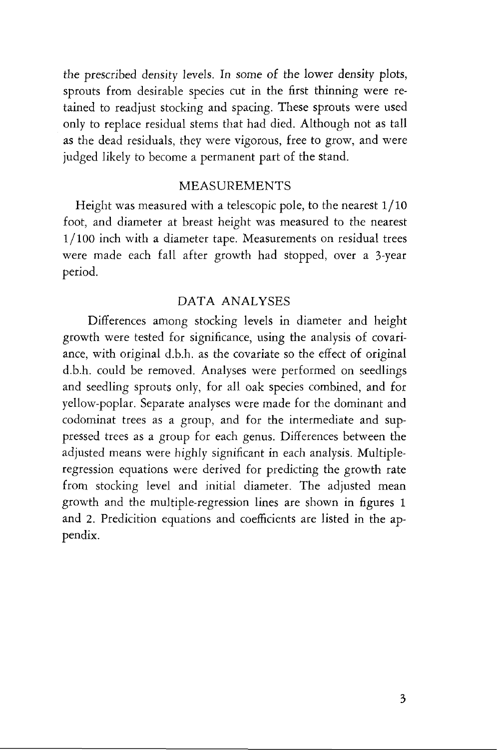the prescribed density levels. In some of the lower density plots, sprouts from desirable species cut in the first thinning were retained to readjust stocking and spacing. These sprouts were used only to replace residual stems that had died. Although not as tall as the dead residuals, they were vigorous, free to grow, and were judged likely to become a permanent part of the stand.

## MEASUREMENTS

Height was measured with a telescopic pole, to the nearest 1/10 foot, and diameter at breast height was measured to the nearest 1/100 inch with a diameter tape. Measurements on residual trees were made each fall after growth had stopped, over a 3-year period.

## DATA ANALYSES

Differences among stocking levels in diameter and height growth were tested for significance, using the analysis of covariance, with original d.b.h. as the covariate so the effect of original d.b.h. could be removed. Analyses were performed on seedlings and seedling sprouts only, for all oak species combined, and for yellow-poplar. Separate analyses were made for the dominant and codominat trees as a group, and for the intermediate and suppressed trees as a group for each genus. Differences between the adjusted means were highly significant in each analysis. Multiple-regression equations were derived for predicting the growth rate from stocking level and initial diameter. The adjusted mean growth and the multiple-regression lines are shown in figures 1 and 2. Predicition equations and coefficients are listed in the appendix.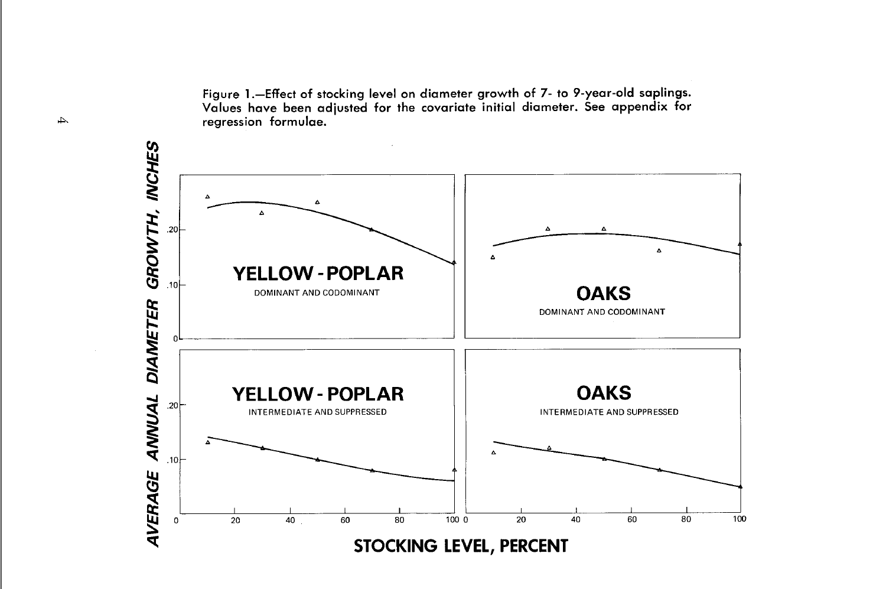Figure 1.—Effect of stocking level on diameter growth of 7- to 9-year-old saplings. Values have been adjusted for the covariate initial diameter. See appendix for regression formulae.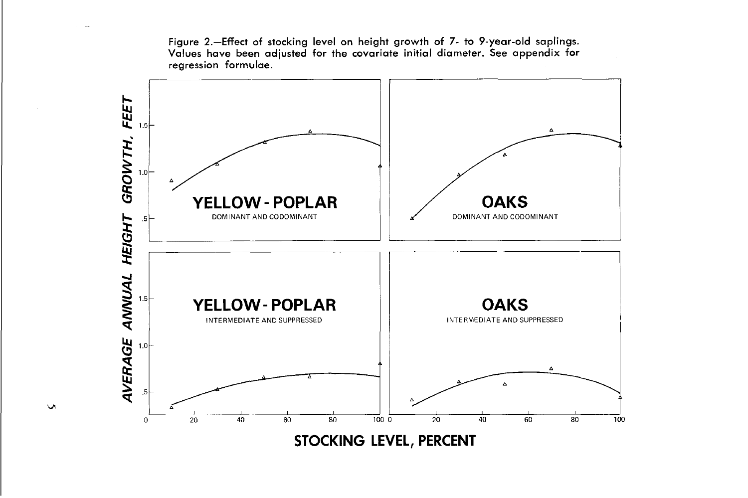Figure 2.—Effect of stocking level on height growth of 7- to 9-year-old saplings. Values have been adjusted for the covariate initial diameter. See appendix for regression formulae.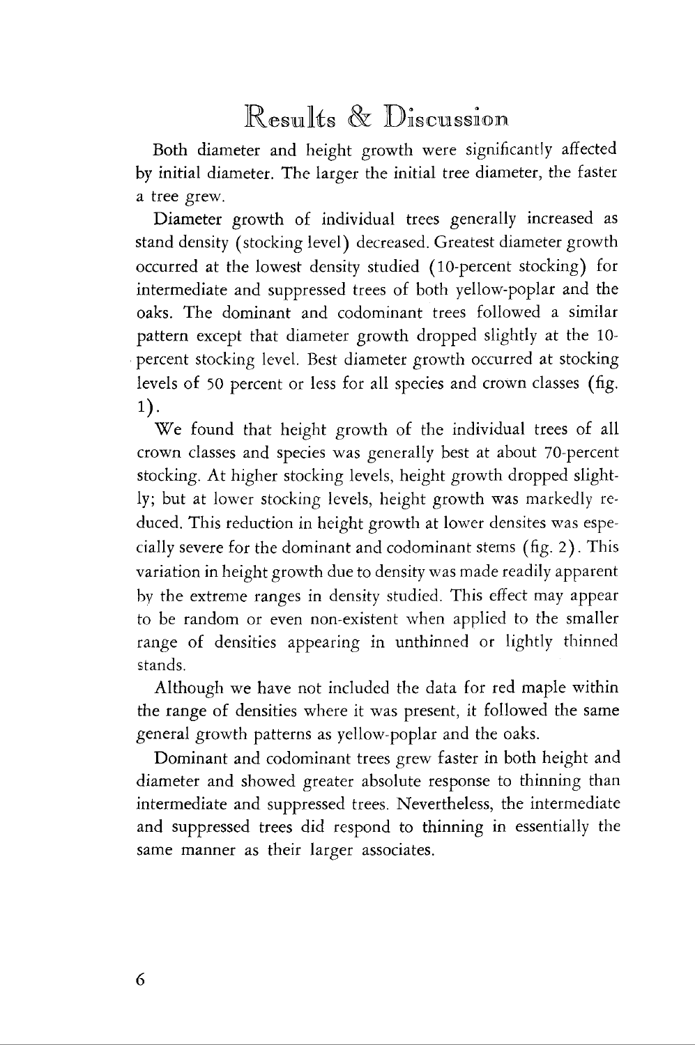# Results & Discussion

Both diameter and height growth were significantly affected by initial diameter. The larger the initial tree diameter, the faster a tree grew.

Diameter growth of individual trees generally increased as stand density (stocking level) decreased. Greatest diameter growth occurred at the lowest density studied (10-percent stocking) for intermediate and suppressed trees of both yellow-poplar and the oaks. The dominant and codominant trees followed a similar pattern except that diameter growth dropped slightly at the 10-percent stocking level. Best diameter growth occurred at stocking levels of 50 percent or less for all species and crown classes (fig. 1).

We found that height growth of the individual trees of all crown classes and species was generally best at about 70-percent stocking. At higher stocking levels, height growth dropped slightly; but at lower stocking levels, height growth was markedly reduced. This reduction in height growth at lower densites was especially severe for the dominant and codominant stems (fig. 2). This variation in height growth due to density was made readily apparent by the extreme ranges in density studied. This effect may appear to be random or even non-existent when applied to the smaller range of densities appearing in unthinned or lightly thinned stands.

Although we have not included the data for red maple within the range of densities where it was present, it followed the same general growth patterns as yellow-poplar and the oaks.

Dominant and codominant trees grew faster in both height and diameter and showed greater absolute response to thinning than intermediate and suppressed trees. Nevertheless, the intermediate and suppressed trees did respond to thinning in essentially the same manner as their larger associates.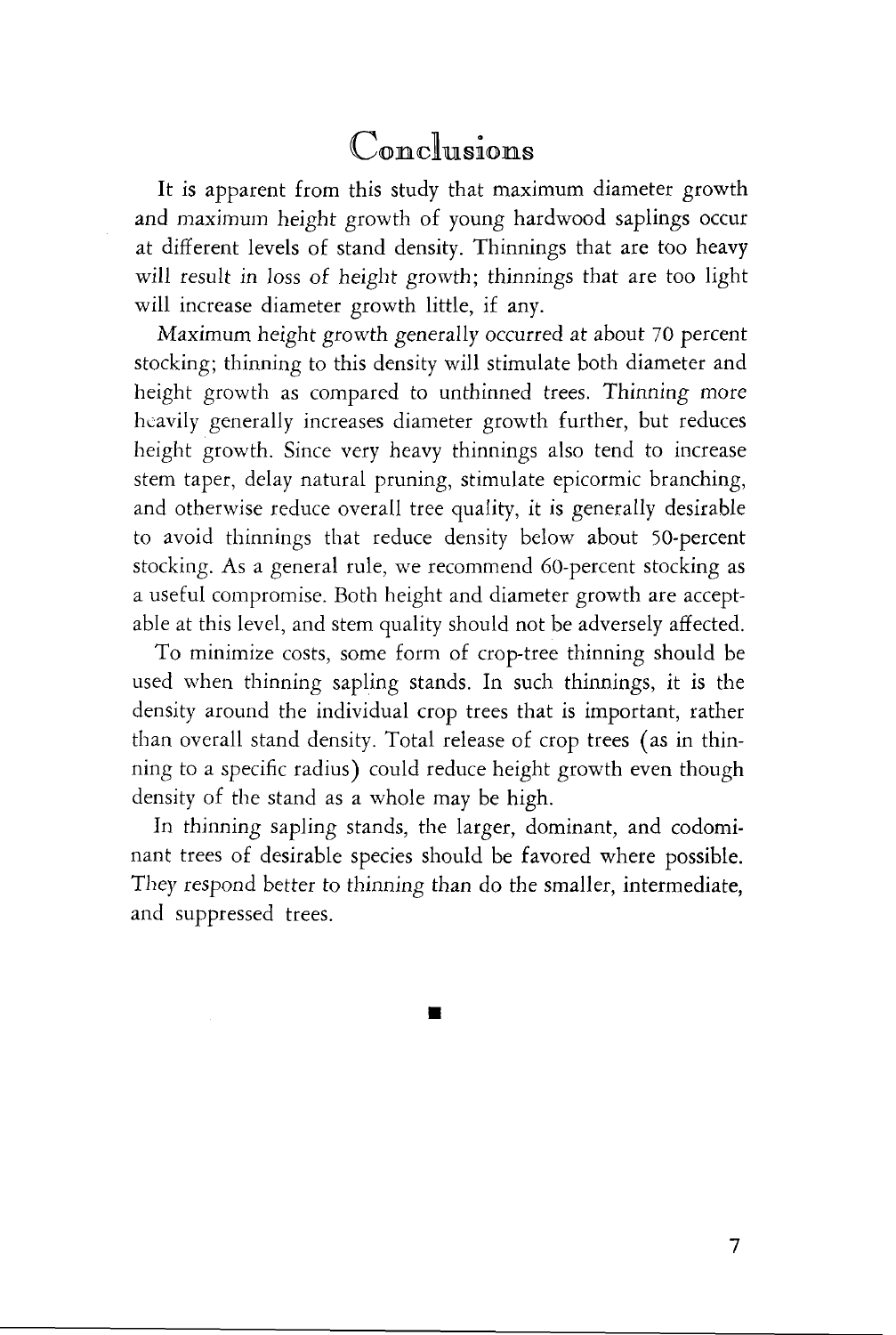# Conclusions

It is apparent from this study that maximum diameter growth and maximum height growth of young hardwood saplings occur at different levels of stand density. Thinnings that are too heavy will result in loss of height growth; thinnings that are too light will increase diameter growth little, if any.

Maximum height growth generally occurred at about 70 percent stocking; thinning to this density will stimulate both diameter and height growth as compared to unthinned trees. Thinning more heavily generally increases diameter growth further, but reduces height growth. Since very heavy thinnings also tend to increase stem taper, delay natural pruning, stimulate epicormic branching, and otherwise reduce overall tree quality, it is generally desirable to avoid thinnings that reduce density below about 50-percent stocking. As a general rule, we recommend 60-percent stocking as a useful compromise. Both height and diameter growth are acceptable at this level, and stem quality should not be adversely affected.

To minimize costs, some form of crop-tree thinning should be used when thinning sapling stands. In such thinnings, it is the density around the individual crop trees that is important, rather than overall stand density. Total release of crop trees (as in thinning to a specific radius) could reduce height growth even though density of the stand as a whole may be high.

In thinning sapling stands, the larger, dominant, and codominant trees of desirable species should be favored where possible. They respond better to thinning than do the smaller, intermediate, and suppressed trees.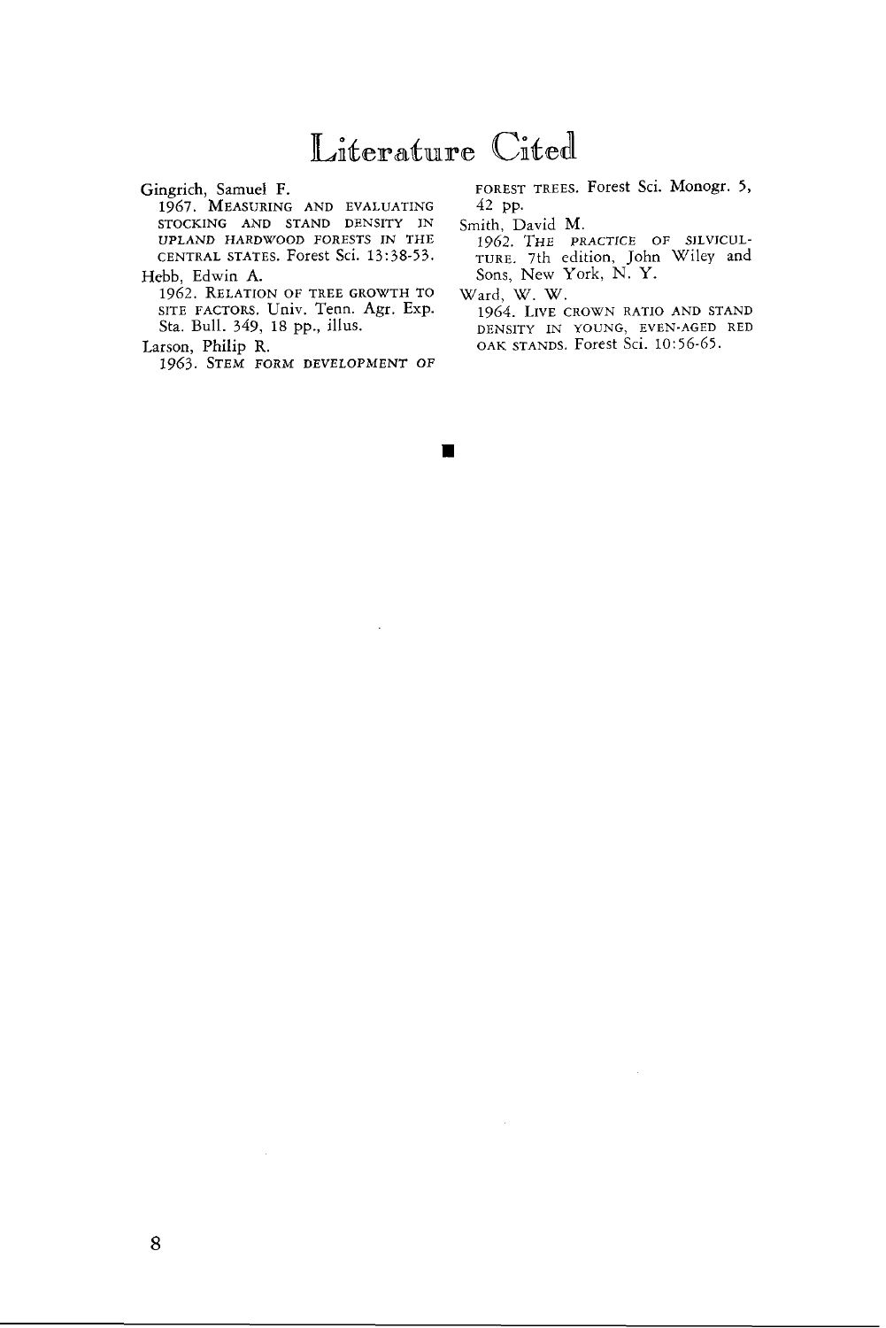# Literature Cited

Gingrich, Samuel F.
1967. MEASURING AND EVALUATING STOCKING AND STAND DENSITY IN UPLAND HARDWOOD FORESTS IN THE CENTRAL STATES. Forest Sci. 13:38-53.

Hebb, Edwin A.
1962. RELATION OF TREE GROWTH TO SITE FACTORS. Univ. Tenn. Agr. Exp. Sta. Bull. 349, 18 pp., illus.

Larson, Philip R.
1963. STEM FORM DEVELOPMENT OF FOREST TREES. Forest Sci. Monogr. 5, 42 pp.

Smith, David M.
1962. THE PRACTICE OF SILVICULTURE. 7th edition, John Wiley and Sons, New York, N. Y.

Ward, W. W.
1964. LIVE CROWN RATIO AND STAND DENSITY IN YOUNG, EVEN-AGED RED OAK STANDS. Forest Sci. 10:56-65.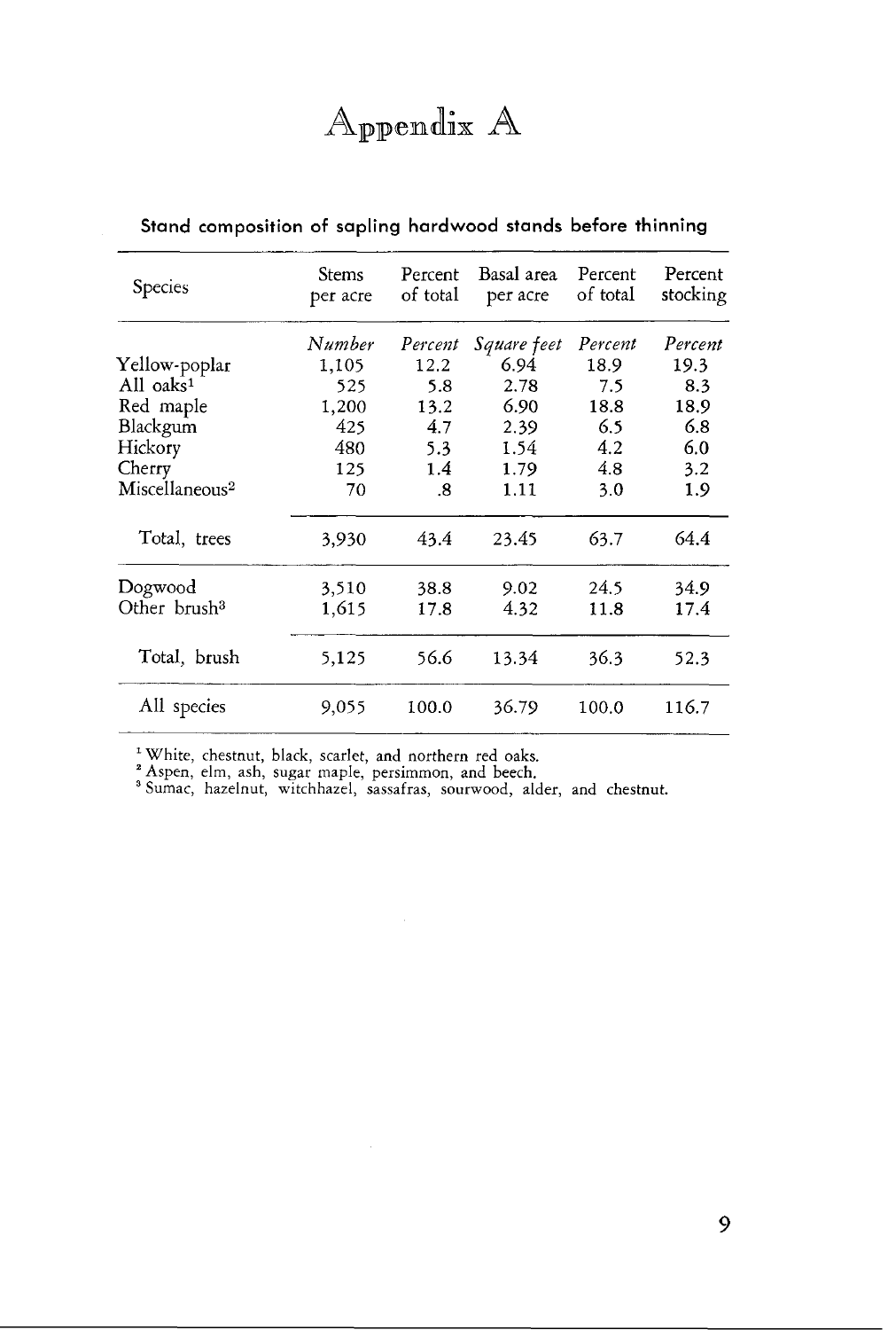# Appendix A

**Stand composition of sapling hardwood stands before thinning**

| Species | Stems per acre | Percent of total | Basal area per acre | Percent of total | Percent stocking |
|---|---|---|---|---|---|
| | *Number* | *Percent* | *Square feet* | *Percent* | *Percent* |
| Yellow-poplar | 1,105 | 12.2 | 6.94 | 18.9 | 19.3 |
| All oaks[1] | 525 | 5.8 | 2.78 | 7.5 | 8.3 |
| Red maple | 1,200 | 13.2 | 6.90 | 18.8 | 18.9 |
| Blackgum | 425 | 4.7 | 2.39 | 6.5 | 6.8 |
| Hickory | 480 | 5.3 | 1.54 | 4.2 | 6.0 |
| Cherry | 125 | 1.4 | 1.79 | 4.8 | 3.2 |
| Miscellaneous[2] | 70 | .8 | 1.11 | 3.0 | 1.9 |
| Total, trees | 3,930 | 43.4 | 23.45 | 63.7 | 64.4 |
| Dogwood | 3,510 | 38.8 | 9.02 | 24.5 | 34.9 |
| Other brush[3] | 1,615 | 17.8 | 4.32 | 11.8 | 17.4 |
| Total, brush | 5,125 | 56.6 | 13.34 | 36.3 | 52.3 |
| All species | 9,055 | 100.0 | 36.79 | 100.0 | 116.7 |

[1] White, chestnut, black, scarlet, and northern red oaks.
[2] Aspen, elm, ash, sugar maple, persimmon, and beech.
[3] Sumac, hazelnut, witchhazel, sassafras, sourwood, alder, and chestnut.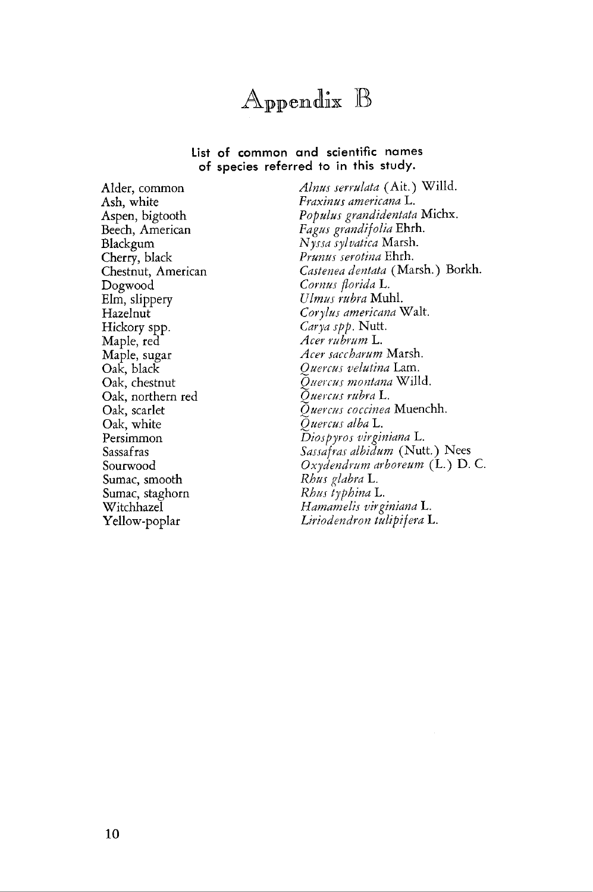# Appendix B

**List of common and scientific names of species referred to in this study.**

| Common name | Scientific name |
|---|---|
| Alder, common | *Alnus serrulata* (Ait.) Willd. |
| Ash, white | *Fraxinus americana* L. |
| Aspen, bigtooth | *Populus grandidentata* Michx. |
| Beech, American | *Fagus grandifolia* Ehrh. |
| Blackgum | *Nyssa sylvatica* Marsh. |
| Cherry, black | *Prunus serotina* Ehrh. |
| Chestnut, American | *Castenea dentata* (Marsh.) Borkh. |
| Dogwood | *Cornus florida* L. |
| Elm, slippery | *Ulmus rubra* Muhl. |
| Hazelnut | *Corylus americana* Walt. |
| Hickory spp. | *Carya spp.* Nutt. |
| Maple, red | *Acer rubrum* L. |
| Maple, sugar | *Acer saccharum* Marsh. |
| Oak, black | *Quercus velutina* Lam. |
| Oak, chestnut | *Quercus montana* Willd. |
| Oak, northern red | *Quercus rubra* L. |
| Oak, scarlet | *Quercus coccinea* Muenchh. |
| Oak, white | *Quercus alba* L. |
| Persimmon | *Diospyros virginiana* L. |
| Sassafras | *Sassafras albidum* (Nutt.) Nees |
| Sourwood | *Oxydendrum arboreum* (L.) D. C. |
| Sumac, smooth | *Rhus glabra* L. |
| Sumac, staghorn | *Rhus typhina* L. |
| Witchhazel | *Hamamelis virginiana* L. |
| Yellow-poplar | *Liriodendron tulipifera* L. |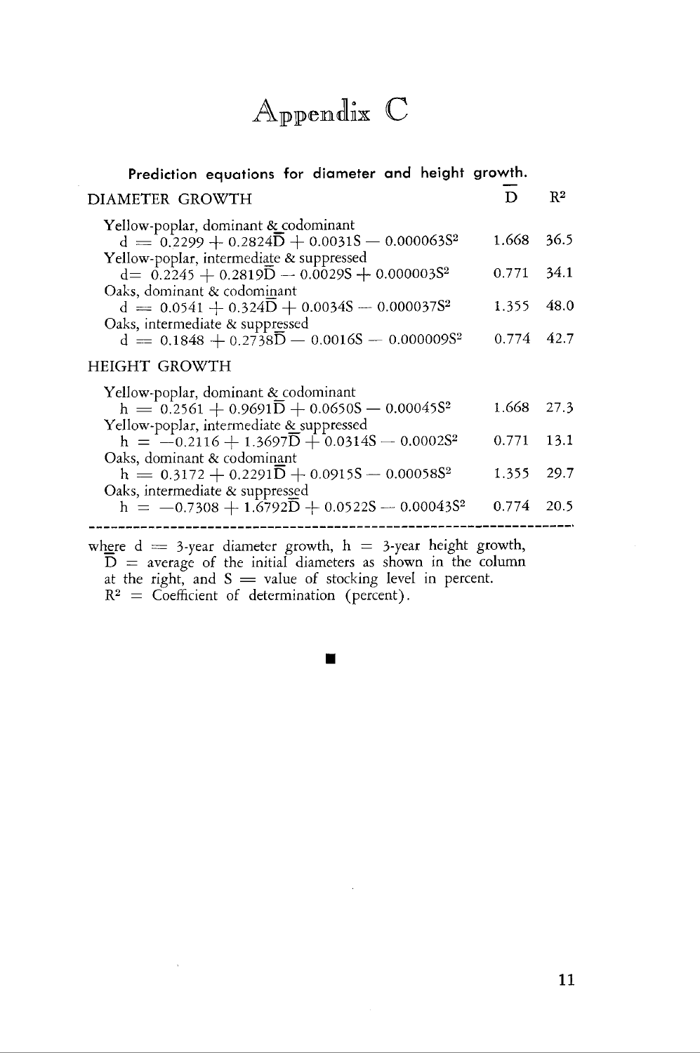# Appendix C

**Prediction equations for diameter and height growth.**

| | $\overline{D}$ | $R^2$ |
|---|---|---|
| DIAMETER GROWTH | | |
| Yellow-poplar, dominant & codominant | | |
| $d = 0.2299 + 0.2824\overline{D} + 0.0031S - 0.000063S^2$ | 1.668 | 36.5 |
| Yellow-poplar, intermediate & suppressed | | |
| $d = 0.2245 + 0.2819\overline{D} - 0.0029S + 0.000003S^2$ | 0.771 | 34.1 |
| Oaks, dominant & codominant | | |
| $d = 0.0541 + 0.324\overline{D} + 0.0034S - 0.000037S^2$ | 1.355 | 48.0 |
| Oaks, intermediate & suppressed | | |
| $d = 0.1848 + 0.2738\overline{D} - 0.0016S - 0.000009S^2$ | 0.774 | 42.7 |
| HEIGHT GROWTH | | |
| Yellow-poplar, dominant & codominant | | |
| $h = 0.2561 + 0.9691\overline{D} + 0.0650S - 0.00045S^2$ | 1.668 | 27.3 |
| Yellow-poplar, intermediate & suppressed | | |
| $h = -0.2116 + 1.3697\overline{D} + 0.0314S - 0.0002S^2$ | 0.771 | 13.1 |
| Oaks, dominant & codominant | | |
| $h = 0.3172 + 0.2291\overline{D} + 0.0915S - 0.00058S^2$ | 1.355 | 29.7 |
| Oaks, intermediate & suppressed | | |
| $h = -0.7308 + 1.6792\overline{D} + 0.0522S - 0.00043S^2$ | 0.774 | 20.5 |

where $d$ = 3-year diameter growth, $h$ = 3-year height growth, $\overline{D}$ = average of the initial diameters as shown in the column at the right, and $S$ = value of stocking level in percent. $R^2$ = Coefficient of determination (percent).

■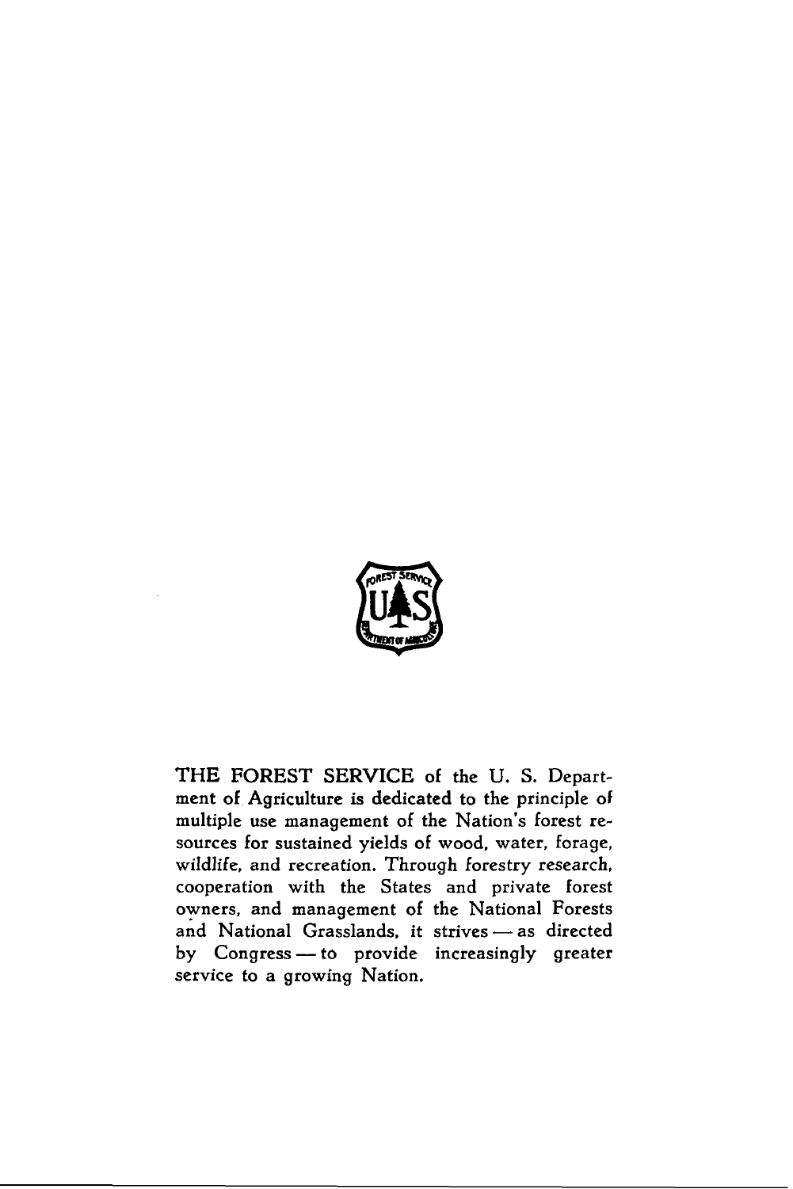THE FOREST SERVICE of the U. S. Department of Agriculture is dedicated to the principle of multiple use management of the Nation's forest resources for sustained yields of wood, water, forage, wildlife, and recreation. Through forestry research, cooperation with the States and private forest owners, and management of the National Forests and National Grasslands, it strives — as directed by Congress — to provide increasingly greater service to a growing Nation.